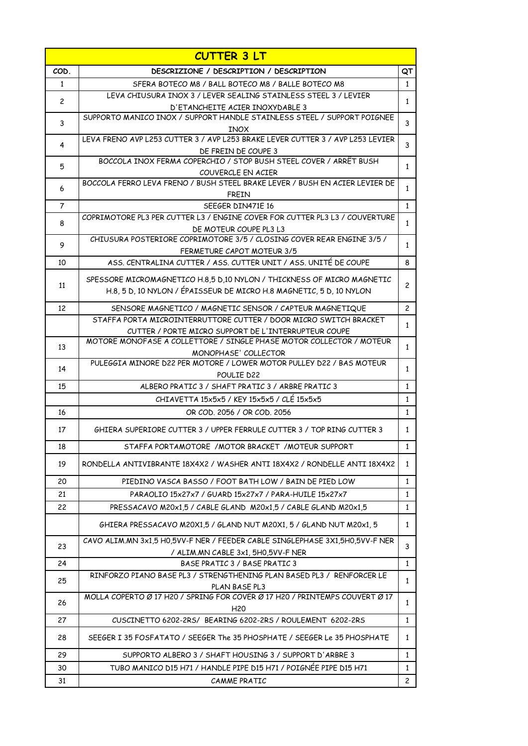| CUTTER 3 LT | | |
|---|---|---|
| COD. | DESCRIZIONE / DESCRIPTION / DESCRIPTION | QT |
| 1 | SFERA BOTECO M8 / BALL BOTECO M8 / BALLE BOTECO M8 | 1 |
| 2 | LEVA CHIUSURA INOX 3 / LEVER SEALING STAINLESS STEEL 3 / LEVIER D'ETANCHEITE ACIER INOXYDABLE 3 | 1 |
| 3 | SUPPORTO MANICO INOX / SUPPORT HANDLE STAINLESS STEEL / SUPPORT POIGNEE INOX | 3 |
| 4 | LEVA FRENO AVP L253 CUTTER 3 / AVP L253 BRAKE LEVER CUTTER 3 / AVP L253 LEVIER DE FREIN DE COUPE 3 | 3 |
| 5 | BOCCOLA INOX FERMA COPERCHIO / STOP BUSH STEEL COVER / ARRÊT BUSH COUVERCLE EN ACIER | 1 |
| 6 | BOCCOLA FERRO LEVA FRENO / BUSH STEEL BRAKE LEVER / BUSH EN ACIER LEVIER DE FREIN | 1 |
| 7 | SEEGER DIN471E 16 | 1 |
| 8 | COPRIMOTORE PL3 PER CUTTER L3 / ENGINE COVER FOR CUTTER PL3 L3 / COUVERTURE DE MOTEUR COUPE PL3 L3 | 1 |
| 9 | CHIUSURA POSTERIORE COPRIMOTORE 3/5 / CLOSING COVER REAR ENGINE 3/5 / FERMETURE CAPOT MOTEUR 3/5 | 1 |
| 10 | ASS. CENTRALINA CUTTER / ASS. CUTTER UNIT / ASS. UNITÉ DE COUPE | 8 |
| 11 | SPESSORE MICROMAGNETICO H.8,5 D,10 NYLON / THICKNESS OF MICRO MAGNETIC H.8, 5 D, 10 NYLON / ÉPAISSEUR DE MICRO H.8 MAGNETIC, 5 D, 10 NYLON | 2 |
| 12 | SENSORE MAGNETICO / MAGNETIC SENSOR / CAPTEUR MAGNETIQUE | 2 |
| | STAFFA PORTA MICROINTERRUTTORE CUTTER / DOOR MICRO SWITCH BRACKET CUTTER / PORTE MICRO SUPPORT DE L'INTERRUPTEUR COUPE | 1 |
| 13 | MOTORE MONOFASE A COLLETTORE / SINGLE PHASE MOTOR COLLECTOR / MOTEUR MONOPHASE' COLLECTOR | 1 |
| 14 | PULEGGIA MINORE D22 PER MOTORE / LOWER MOTOR PULLEY D22 / BAS MOTEUR POULIE D22 | 1 |
| 15 | ALBERO PRATIC 3 / SHAFT PRATIC 3 / ARBRE PRATIC 3 | 1 |
| | CHIAVETTA 15x5x5 / KEY 15x5x5 / CLÉ 15x5x5 | 1 |
| 16 | OR COD. 2056 / OR COD. 2056 | 1 |
| 17 | GHIERA SUPERIORE CUTTER 3 / UPPER FERRULE CUTTER 3 / TOP RING CUTTER 3 | 1 |
| 18 | STAFFA PORTAMOTORE /MOTOR BRACKET /MOTEUR SUPPORT | 1 |
| 19 | RONDELLA ANTIVIBRANTE 18X4X2 / WASHER ANTI 18X4X2 / RONDELLE ANTI 18X4X2 | 1 |
| 20 | PIEDINO VASCA BASSO / FOOT BATH LOW / BAIN DE PIED LOW | 1 |
| 21 | PARAOLIO 15x27x7 / GUARD 15x27x7 / PARA-HUILE 15x27x7 | 1 |
| 22 | PRESSACAVO M20x1,5 / CABLE GLAND M20x1,5 / CABLE GLAND M20x1,5 | 1 |
| | GHIERA PRESSACAVO M20X1,5 / GLAND NUT M20X1, 5 / GLAND NUT M20x1, 5 | 1 |
| 23 | CAVO ALIM.MN 3x1,5 H0,5VV-F NER / FEEDER CABLE SINGLEPHASE 3X1,5H0,5VV-F NER / ALIM.MN CABLE 3x1, 5H0,5VV-F NER | 3 |
| 24 | BASE PRATIC 3 / BASE PRATIC 3 | 1 |
| 25 | RINFORZO PIANO BASE PL3 / STRENGTHENING PLAN BASED PL3 / RENFORCER LE PLAN BASE PL3 | 1 |
| 26 | MOLLA COPERTO Ø 17 H20 / SPRING FOR COVER Ø 17 H20 / PRINTEMPS COUVERT Ø 17 H20 | 1 |
| 27 | CUSCINETTO 6202-2RS/ BEARING 6202-2RS / ROULEMENT 6202-2RS | 1 |
| 28 | SEEGER I 35 FOSFATATO / SEEGER The 35 PHOSPHATE / SEEGER Le 35 PHOSPHATE | 1 |
| 29 | SUPPORTO ALBERO 3 / SHAFT HOUSING 3 / SUPPORT D'ARBRE 3 | 1 |
| 30 | TUBO MANICO D15 H71 / HANDLE PIPE D15 H71 / POIGNÉE PIPE D15 H71 | 1 |
| 31 | CAMME PRATIC | 2 |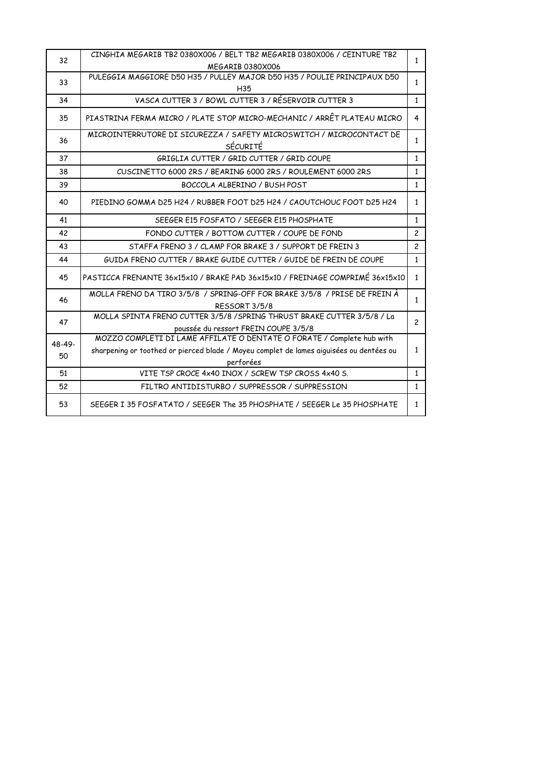| | | |
|---|---|---|
| 32 | CINGHIA MEGARIB TB2 0380X006 / BELT TB2 MEGARIB 0380X006 / CEINTURE TB2 MEGARIB 0380X006 | 1 |
| 33 | PULEGGIA MAGGIORE D50 H35 / PULLEY MAJOR D50 H35 / POULIE PRINCIPAUX D50 H35 | 1 |
| 34 | VASCA CUTTER 3 / BOWL CUTTER 3 / RÉSERVOIR CUTTER 3 | 1 |
| 35 | PIASTRINA FERMA MICRO / PLATE STOP MICRO-MECHANIC / ARRÊT PLATEAU MICRO | 4 |
| 36 | MICROINTERRUTORE DI SICUREZZA / SAFETY MICROSWITCH / MICROCONTACT DE SÉCURITÉ | 1 |
| 37 | GRIGLIA CUTTER / GRID CUTTER / GRID COUPE | 1 |
| 38 | CUSCINETTO 6000 2RS / BEARING 6000 2RS / ROULEMENT 6000 2RS | 1 |
| 39 | BOCCOLA ALBERINO / BUSH POST | 1 |
| 40 | PIEDINO GOMMA D25 H24 / RUBBER FOOT D25 H24 / CAOUTCHOUC FOOT D25 H24 | 1 |
| 41 | SEEGER E15 FOSFATO / SEEGER E15 PHOSPHATE | 1 |
| 42 | FONDO CUTTER / BOTTOM CUTTER / COUPE DE FOND | 2 |
| 43 | STAFFA FRENO 3 / CLAMP FOR BRAKE 3 / SUPPORT DE FREIN 3 | 2 |
| 44 | GUIDA FRENO CUTTER / BRAKE GUIDE CUTTER / GUIDE DE FREIN DE COUPE | 1 |
| 45 | PASTICCA FRENANTE 36x15x10 / BRAKE PAD 36x15x10 / FREINAGE COMPRIMÉ 36x15x10 | 1 |
| 46 | MOLLA FRENO DA TIRO 3/5/8 / SPRING-OFF FOR BRAKE 3/5/8 / PRISE DE FREIN À RESSORT 3/5/8 | 1 |
| 47 | MOLLA SPINTA FRENO CUTTER 3/5/8 /SPRING THRUST BRAKE CUTTER 3/5/8 / La poussée du ressort FREIN COUPE 3/5/8 | 2 |
| 48-49-50 | MOZZO COMPLETI DI LAME AFFILATE O DENTATE O FORATE / Complete hub with sharpening or toothed or pierced blade / Moyeu complet de lames aiguisées ou dentées ou perforées | 1 |
| 51 | VITE TSP CROCE 4x40 INOX / SCREW TSP CROSS 4x40 S. | 1 |
| 52 | FILTRO ANTIDISTURBO / SUPPRESSOR / SUPPRESSION | 1 |
| 53 | SEEGER I 35 FOSFATATO / SEEGER The 35 PHOSPHATE / SEEGER Le 35 PHOSPHATE | 1 |